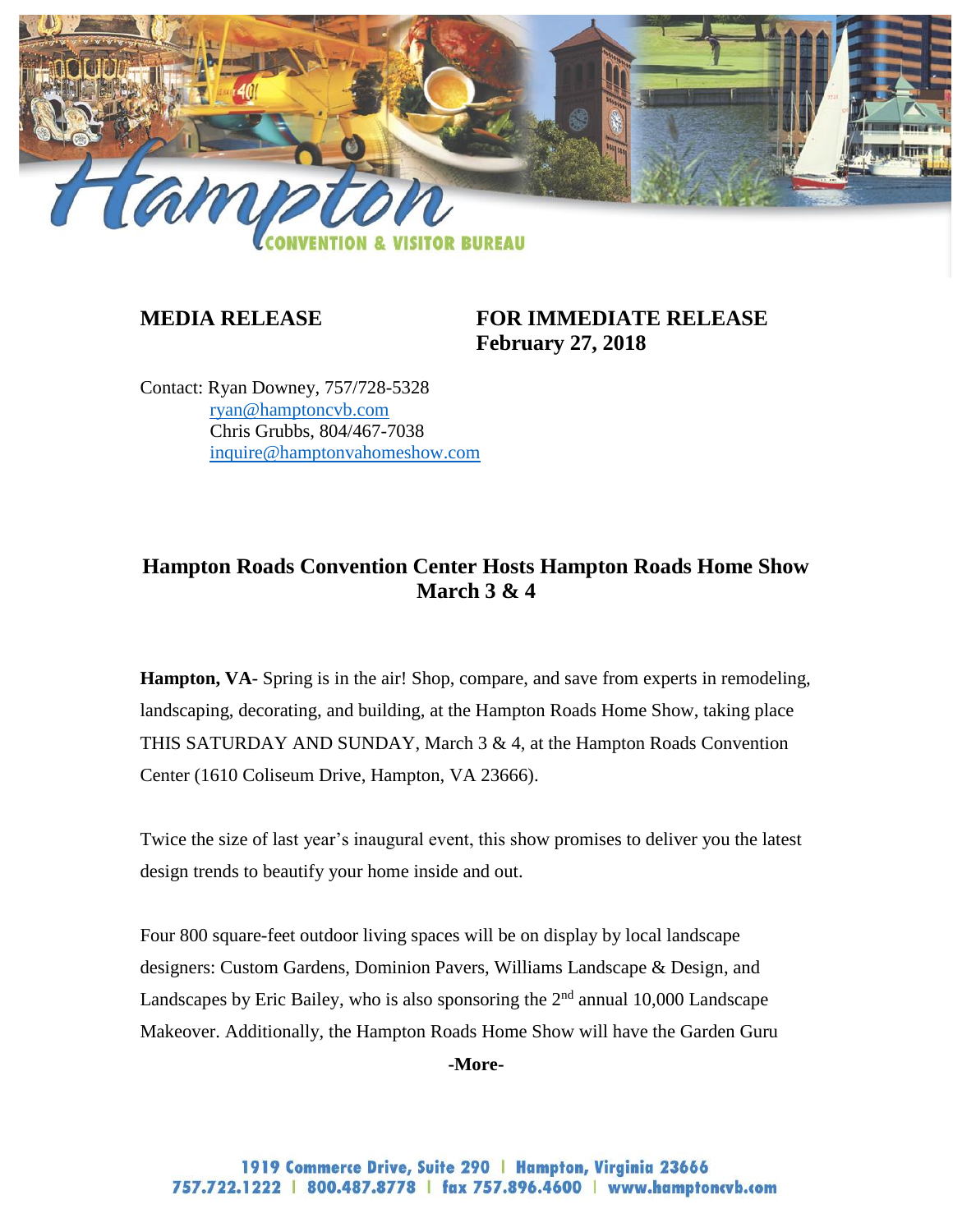Hampton CONVENTION & VISITOR BUREAU

**MEDIA RELEASE**

**FOR IMMEDIATE RELEASE**
**February 27, 2018**

Contact: Ryan Downey, 757/728-5328
ryan@hamptoncvb.com
Chris Grubbs, 804/467-7038
inquire@hamptonvahomeshow.com

## Hampton Roads Convention Center Hosts Hampton Roads Home Show March 3 & 4

**Hampton, VA**- Spring is in the air! Shop, compare, and save from experts in remodeling, landscaping, decorating, and building, at the Hampton Roads Home Show, taking place THIS SATURDAY AND SUNDAY, March 3 & 4, at the Hampton Roads Convention Center (1610 Coliseum Drive, Hampton, VA 23666).

Twice the size of last year's inaugural event, this show promises to deliver you the latest design trends to beautify your home inside and out.

Four 800 square-feet outdoor living spaces will be on display by local landscape designers: Custom Gardens, Dominion Pavers, Williams Landscape & Design, and Landscapes by Eric Bailey, who is also sponsoring the 2nd annual 10,000 Landscape Makeover. Additionally, the Hampton Roads Home Show will have the Garden Guru

**-More-**

1919 Commerce Drive, Suite 290 | Hampton, Virginia 23666
757.722.1222 | 800.487.8778 | fax 757.896.4600 | www.hamptoncvb.com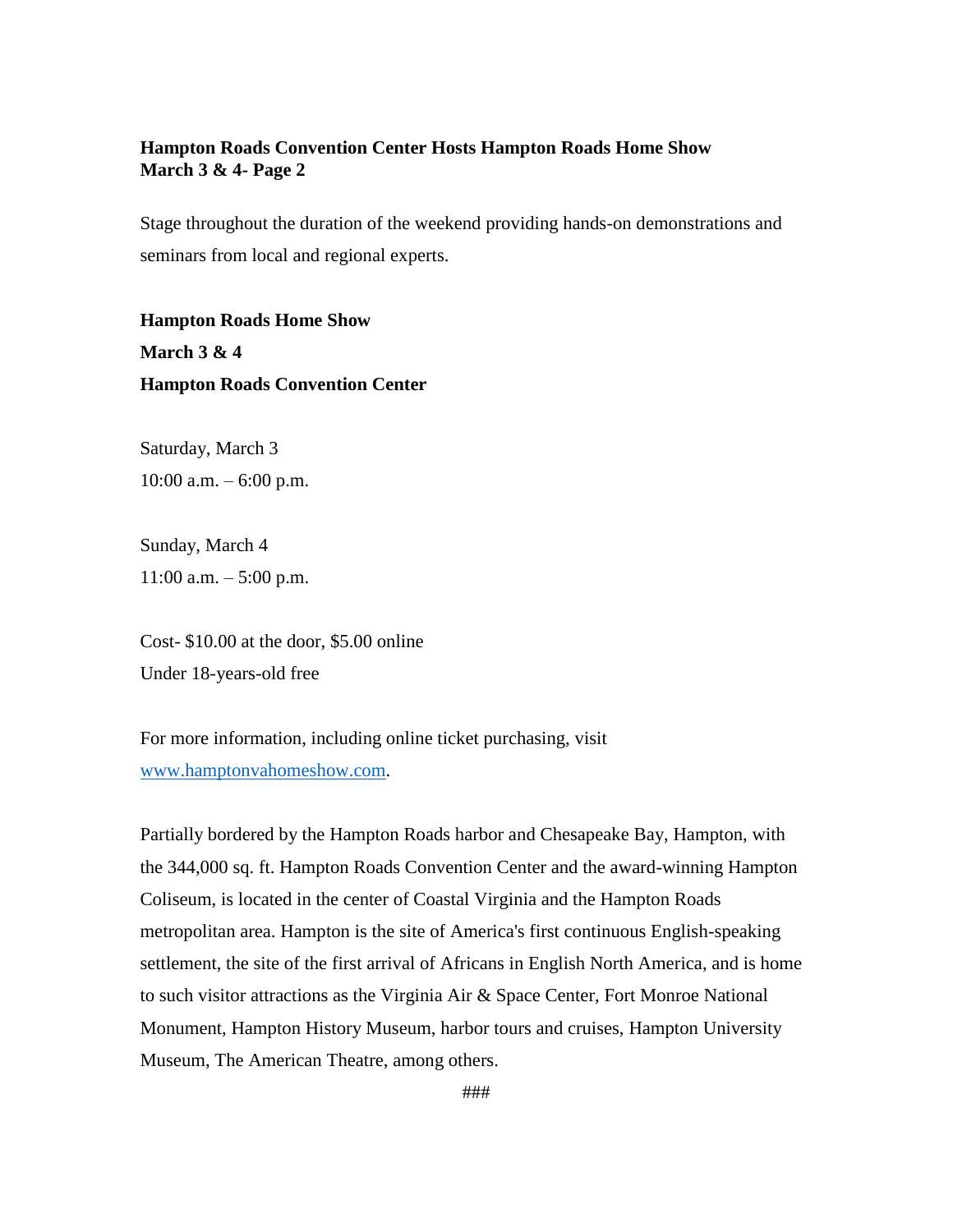**Hampton Roads Convention Center Hosts Hampton Roads Home Show March 3 & 4- Page 2**

Stage throughout the duration of the weekend providing hands-on demonstrations and seminars from local and regional experts.

**Hampton Roads Home Show**
**March 3 & 4**
**Hampton Roads Convention Center**

Saturday, March 3
10:00 a.m. – 6:00 p.m.

Sunday, March 4
11:00 a.m. – 5:00 p.m.

Cost- $10.00 at the door, $5.00 online
Under 18-years-old free

For more information, including online ticket purchasing, visit [www.hamptonvahomeshow.com](http://www.hamptonvahomeshow.com).

Partially bordered by the Hampton Roads harbor and Chesapeake Bay, Hampton, with the 344,000 sq. ft. Hampton Roads Convention Center and the award-winning Hampton Coliseum, is located in the center of Coastal Virginia and the Hampton Roads metropolitan area. Hampton is the site of America's first continuous English-speaking settlement, the site of the first arrival of Africans in English North America, and is home to such visitor attractions as the Virginia Air & Space Center, Fort Monroe National Monument, Hampton History Museum, harbor tours and cruises, Hampton University Museum, The American Theatre, among others.

###